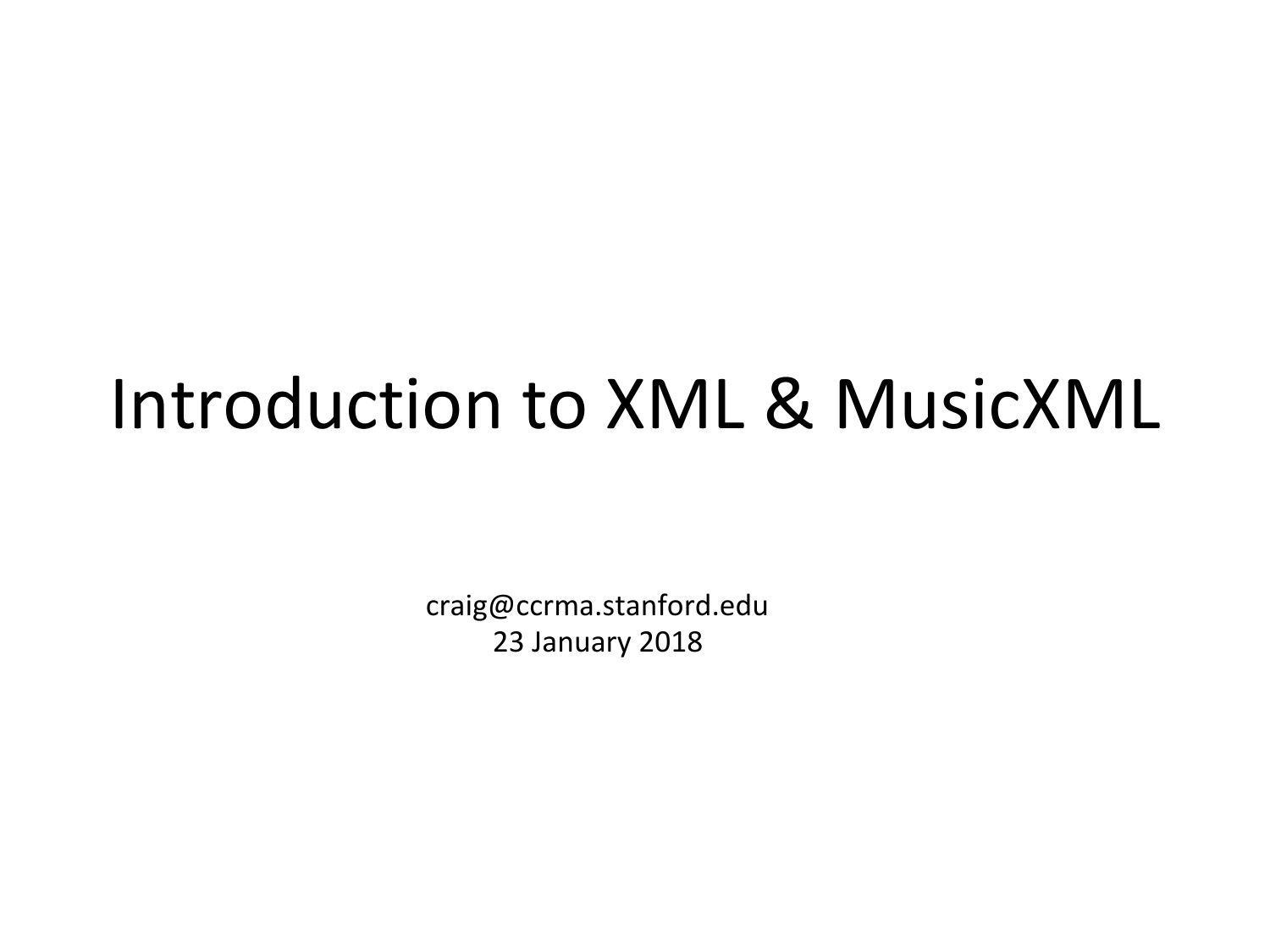# Introduction to XML & MusicXML

craig@ccrma.stanford.edu  
23 January 2018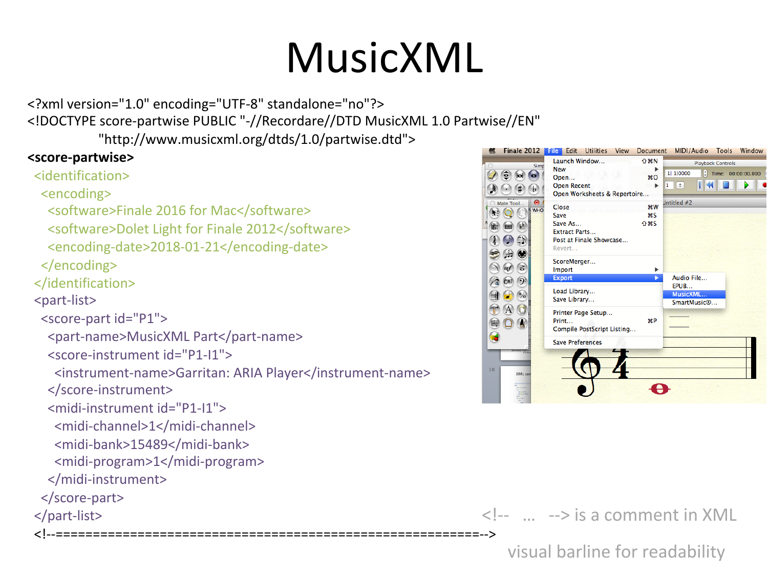# MusicXML

```
<?xml version="1.0" encoding="UTF-8" standalone="no"?>
<!DOCTYPE score-partwise PUBLIC "-//Recordare//DTD MusicXML 1.0 Partwise//EN"
          "http://www.musicxml.org/dtds/1.0/partwise.dtd">
<score-partwise>
  <identification>
    <encoding>
      <software>Finale 2016 for Mac</software>
      <software>Dolet Light for Finale 2012</software>
      <encoding-date>2018-01-21</encoding-date>
    </encoding>
  </identification>
  <part-list>
    <score-part id="P1">
      <part-name>MusicXML Part</part-name>
      <score-instrument id="P1-I1">
        <instrument-name>Garritan: ARIA Player</instrument-name>
      </score-instrument>
      <midi-instrument id="P1-I1">
        <midi-channel>1</midi-channel>
        <midi-bank>15489</midi-bank>
        <midi-program>1</midi-program>
      </midi-instrument>
    </score-part>
  </part-list>
  <!--=============================================================-->
```

<!-- ... --> is a comment in XML

visual barline for readability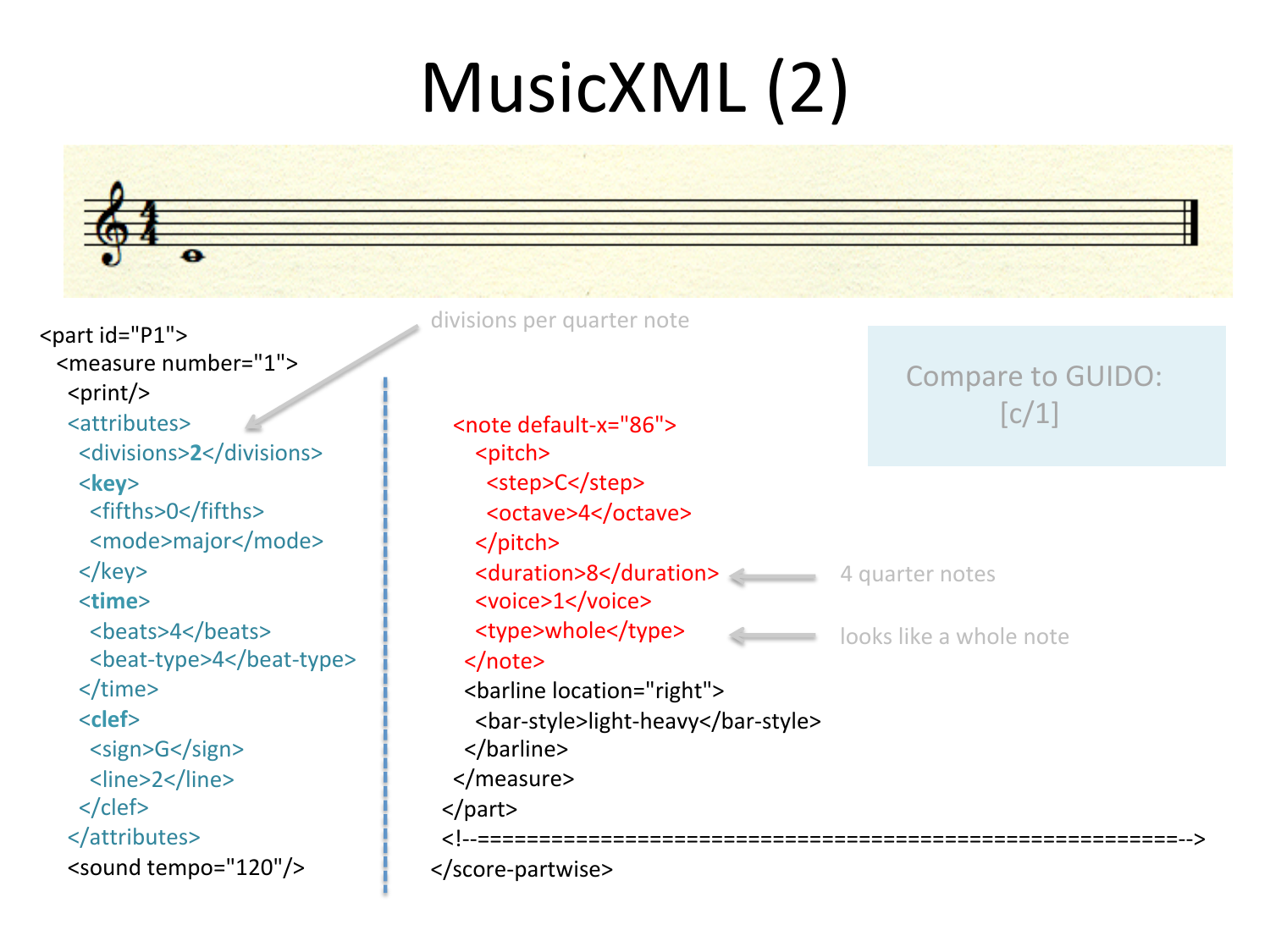# MusicXML (2)

```
<part id="P1">
  <measure number="1">
   <print/>
   <attributes>
    <divisions>2</divisions>
    <key>
      <fifths>0</fifths>
      <mode>major</mode>
    </key>
    <time>
      <beats>4</beats>
      <beat-type>4</beat-type>
    </time>
    <clef>
      <sign>G</sign>
      <line>2</line>
    </clef>
   </attributes>
   <sound tempo="120"/>
```

divisions per quarter note

```
   <note default-x="86">
     <pitch>
       <step>C</step>
       <octave>4</octave>
     </pitch>
     <duration>8</duration>
     <voice>1</voice>
     <type>whole</type>
   </note>
   <barline location="right">
     <bar-style>light-heavy</bar-style>
   </barline>
  </measure>
 </part>
 <!--=========================================================-->
</score-partwise>
```

- `<duration>8</duration>` ← 4 quarter notes
- `<type>whole</type>` ← looks like a whole note

Compare to GUIDO:
[c/1]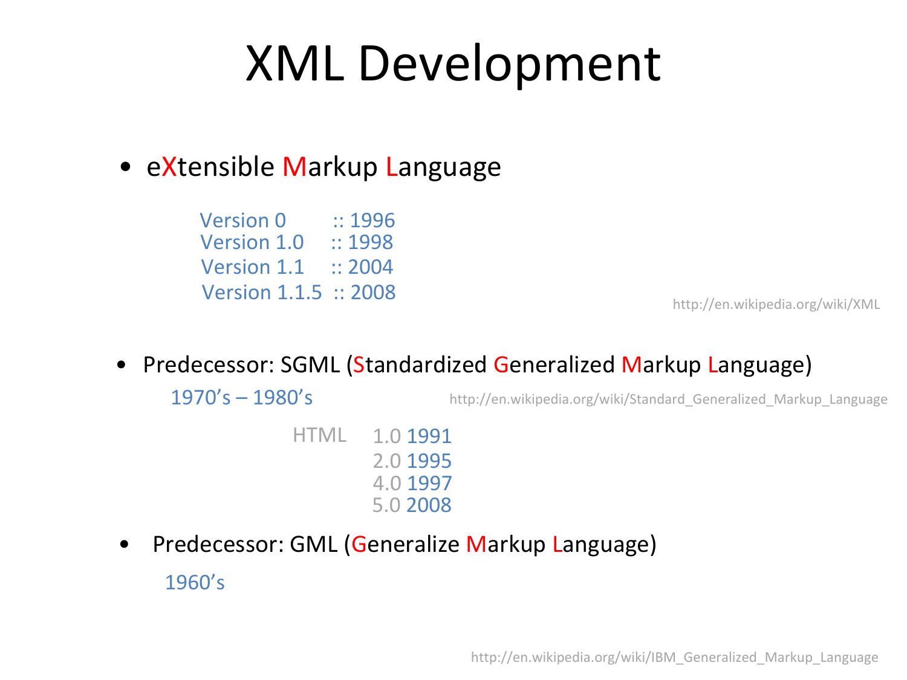# XML Development

- eXtensible Markup Language

  Version 0 :: 1996
  Version 1.0 :: 1998
  Version 1.1 :: 2004
  Version 1.1.5 :: 2008

  http://en.wikipedia.org/wiki/XML

- Predecessor: SGML (Standardized Generalized Markup Language)

  1970's – 1980's

  http://en.wikipedia.org/wiki/Standard_Generalized_Markup_Language

  HTML 1.0 1991
  2.0 1995
  4.0 1997
  5.0 2008

- Predecessor: GML (Generalize Markup Language)

  1960's

http://en.wikipedia.org/wiki/IBM_Generalized_Markup_Language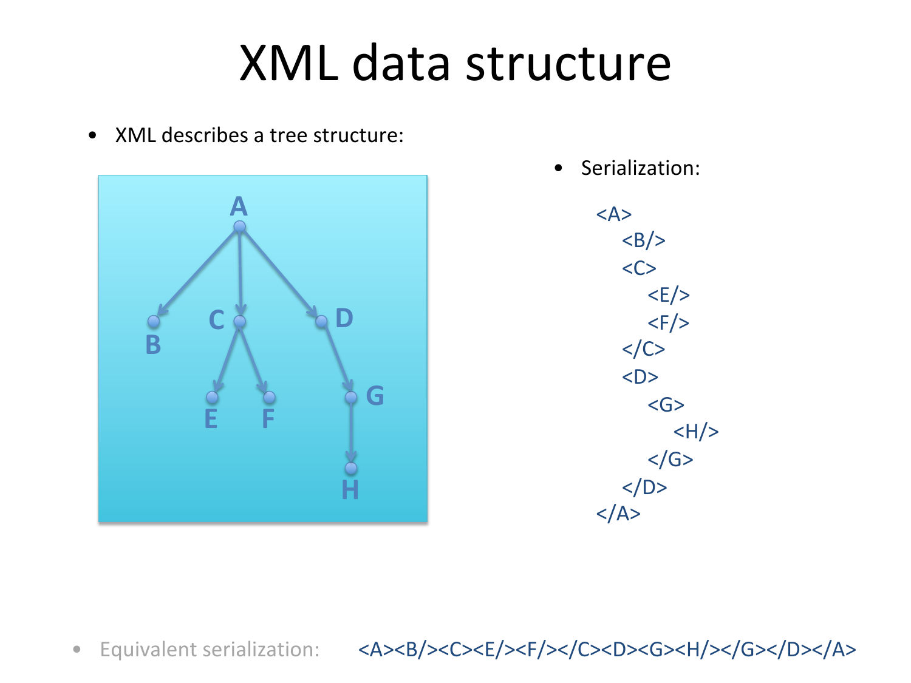# XML data structure

- XML describes a tree structure:

- Serialization:

```
<A>
    <B/>
    <C>
        <E/>
        <F/>
    </C>
    <D>
        <G>
            <H/>
        </G>
    </D>
</A>
```

- Equivalent serialization: `<A><B/><C><E/><F/></C><D><G><H/></G></D></A>`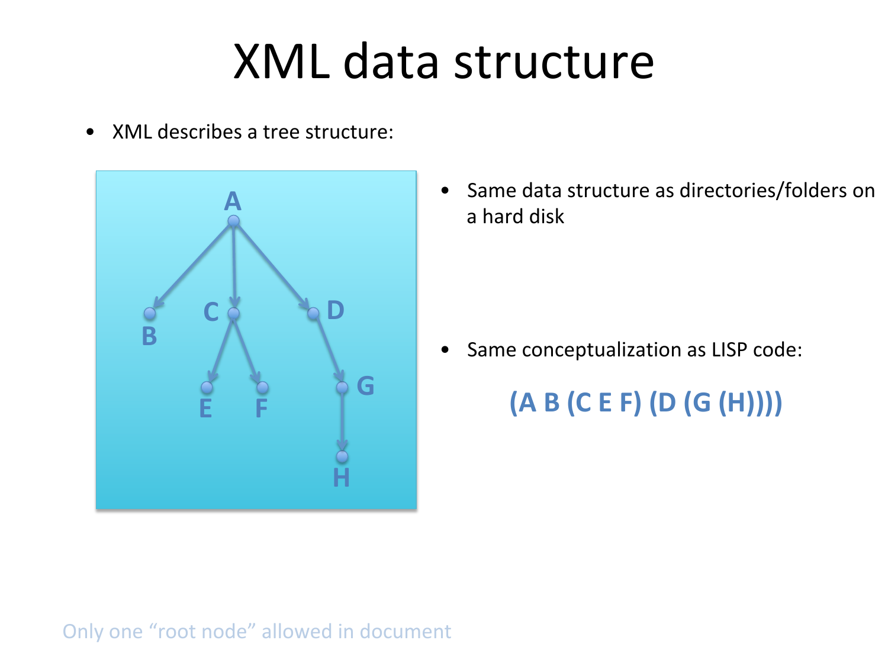# XML data structure

- XML describes a tree structure:

- Same data structure as directories/folders on a hard disk

- Same conceptualization as LISP code:

  **(A B (C E F) (D (G (H))))**

Only one "root node" allowed in document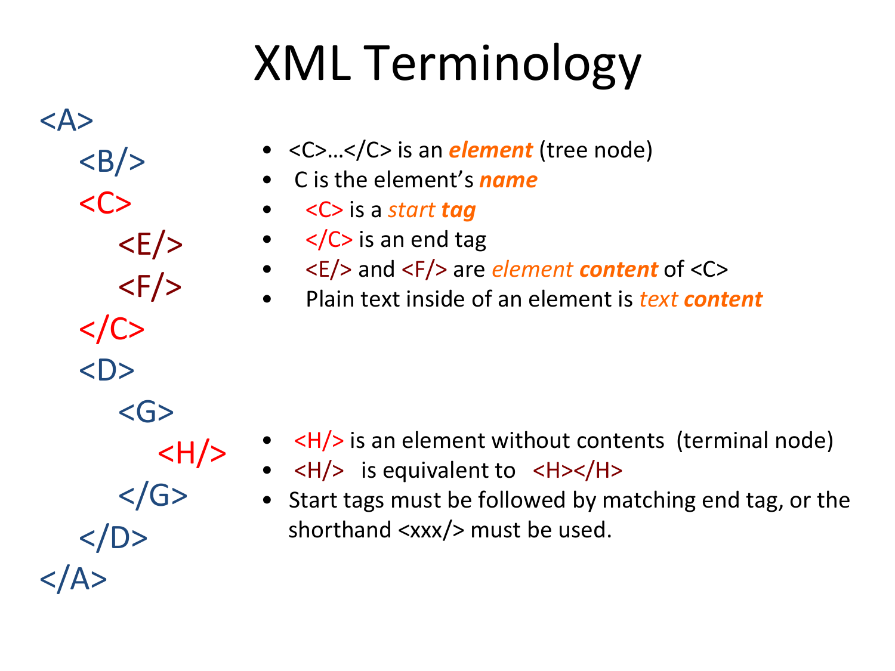# XML Terminology

```
<A>
   <B/>
   <C>
      <E/>
      <F/>
   </C>
   <D>
      <G>
         <H/>
      </G>
   </D>
</A>
```

- <C>…</C> is an ***element*** (tree node)
- C is the element's ***name***
- <C> is a *start* ***tag***
- </C> is an end tag
- <E/> and <F/> are *element* ***content*** of <C>
- Plain text inside of an element is *text* ***content***

- <H/> is an element without contents (terminal node)
- <H/> is equivalent to <H></H>
- Start tags must be followed by matching end tag, or the shorthand <xxx/> must be used.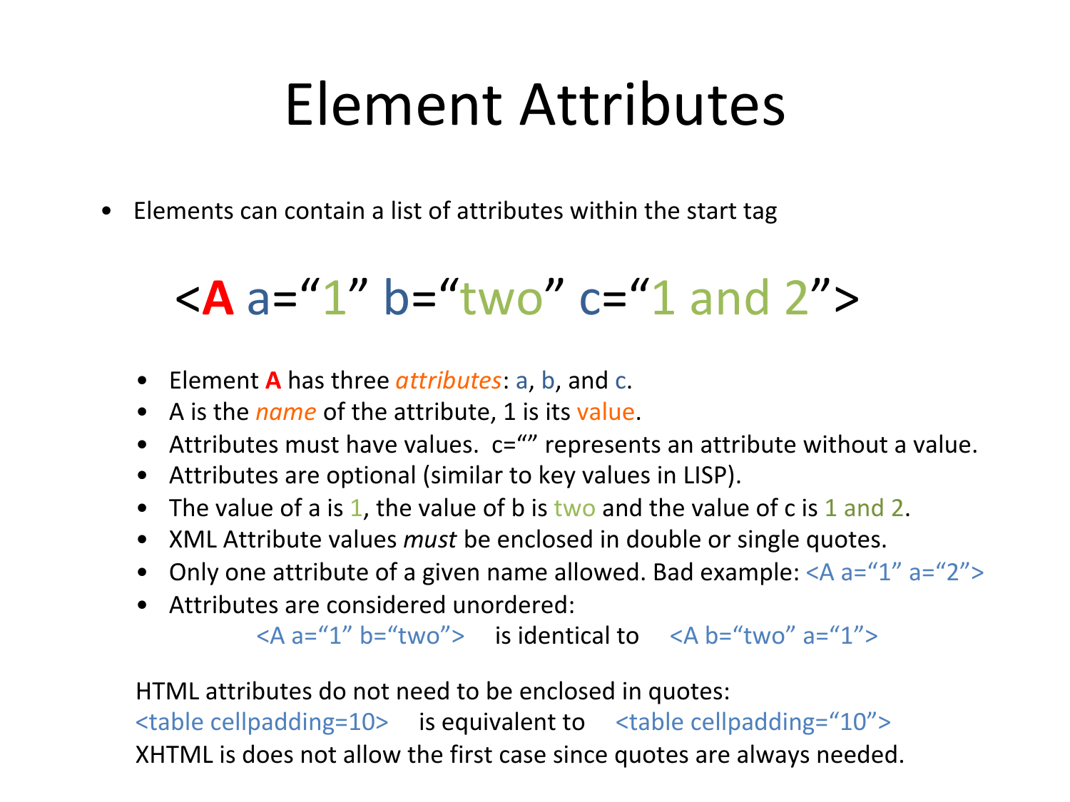# Element Attributes

- Elements can contain a list of attributes within the start tag

<A a=“1” b=“two” c=“1 and 2”>

  - Element **A** has three *attributes*: a, b, and c.
  - A is the *name* of the attribute, 1 is its value.
  - Attributes must have values. c=“” represents an attribute without a value.
  - Attributes are optional (similar to key values in LISP).
  - The value of a is 1, the value of b is two and the value of c is 1 and 2.
  - XML Attribute values *must* be enclosed in double or single quotes.
  - Only one attribute of a given name allowed. Bad example: <A a=“1” a=“2”>
  - Attributes are considered unordered:
    <A a=“1” b=“two”> is identical to <A b=“two” a=“1”>

HTML attributes do not need to be enclosed in quotes:
<table cellpadding=10> is equivalent to <table cellpadding=“10”>
XHTML is does not allow the first case since quotes are always needed.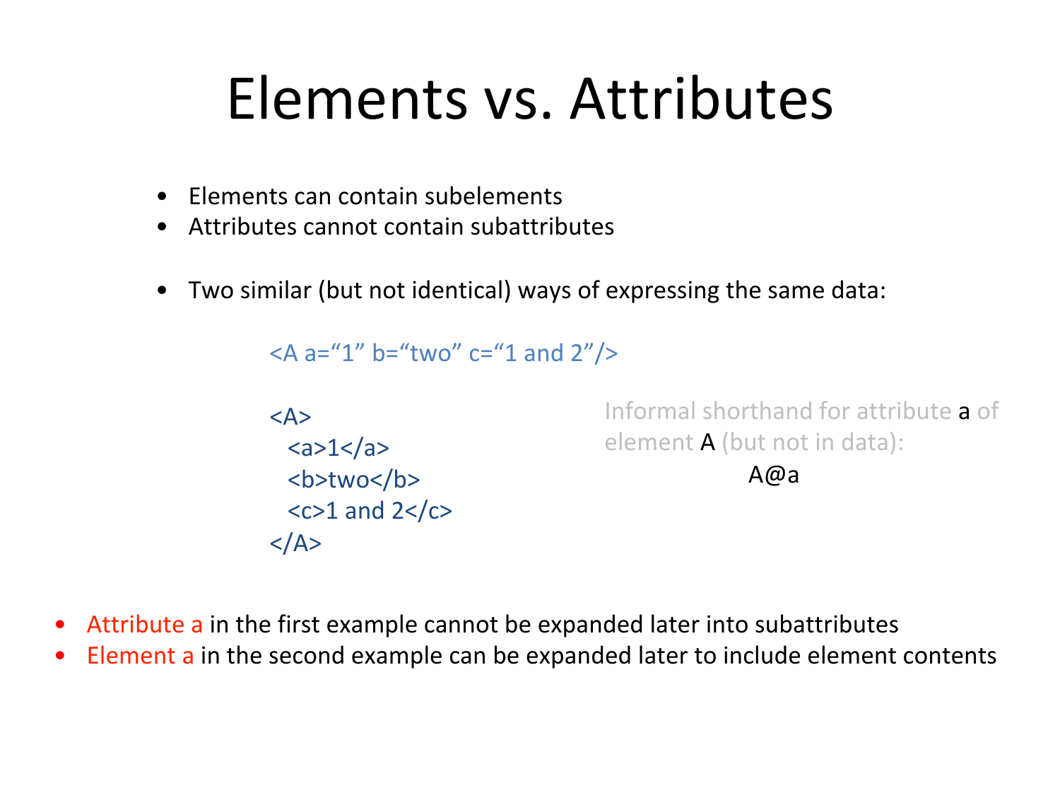# Elements vs. Attributes

- Elements can contain subelements
- Attributes cannot contain subattributes

- Two similar (but not identical) ways of expressing the same data:

```
<A a="1" b="two" c="1 and 2"/>
```

```
<A>
  <a>1</a>
  <b>two</b>
  <c>1 and 2</c>
</A>
```

Informal shorthand for attribute a of element A (but not in data):

A@a

- Attribute a in the first example cannot be expanded later into subattributes
- Element a in the second example can be expanded later to include element contents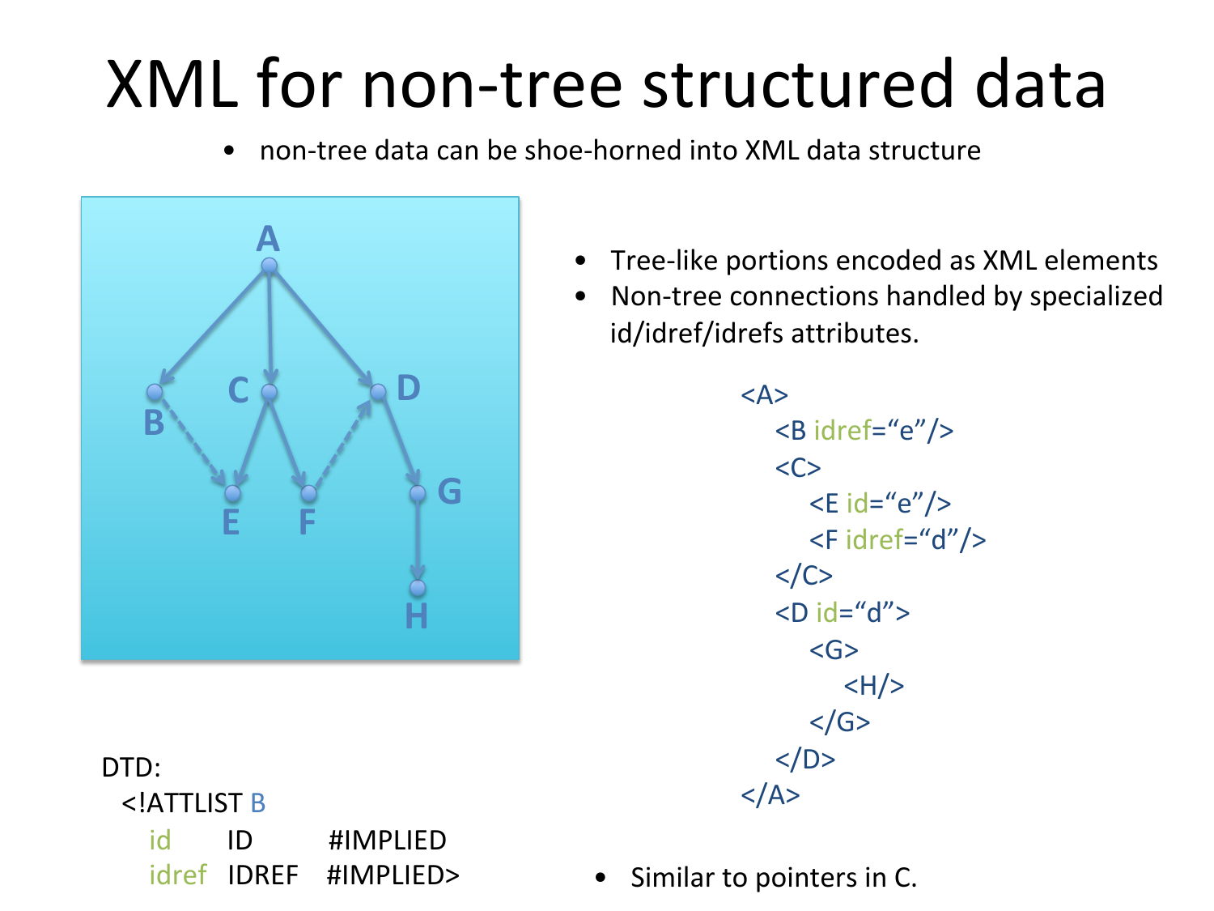# XML for non-tree structured data

- non-tree data can be shoe-horned into XML data structure

- Tree-like portions encoded as XML elements
- Non-tree connections handled by specialized id/idref/idrefs attributes.

```
<A>
    <B idref="e"/>
    <C>
        <E id="e"/>
        <F idref="d"/>
    </C>
    <D id="d">
        <G>
            <H/>
        </G>
    </D>
</A>
```

DTD:

```
<!ATTLIST B
    id      ID      #IMPLIED
    idref   IDREF   #IMPLIED>
```

- Similar to pointers in C.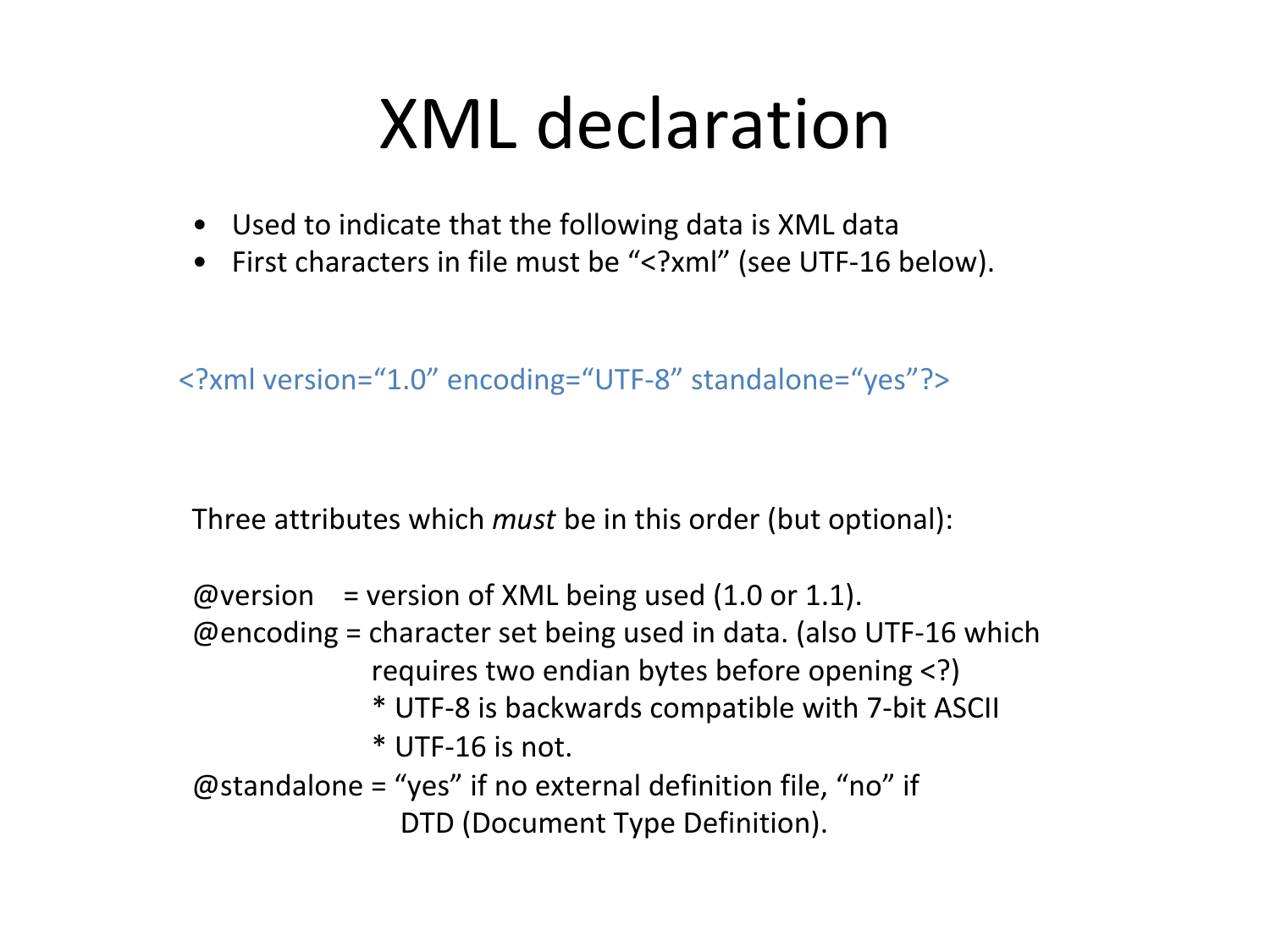# XML declaration

- Used to indicate that the following data is XML data
- First characters in file must be "<?xml" (see UTF-16 below).

```
<?xml version="1.0" encoding="UTF-8" standalone="yes"?>
```

Three attributes which *must* be in this order (but optional):

@version = version of XML being used (1.0 or 1.1).
@encoding = character set being used in data. (also UTF-16 which requires two endian bytes before opening <?)
  * UTF-8 is backwards compatible with 7-bit ASCII
  * UTF-16 is not.
@standalone = "yes" if no external definition file, "no" if DTD (Document Type Definition).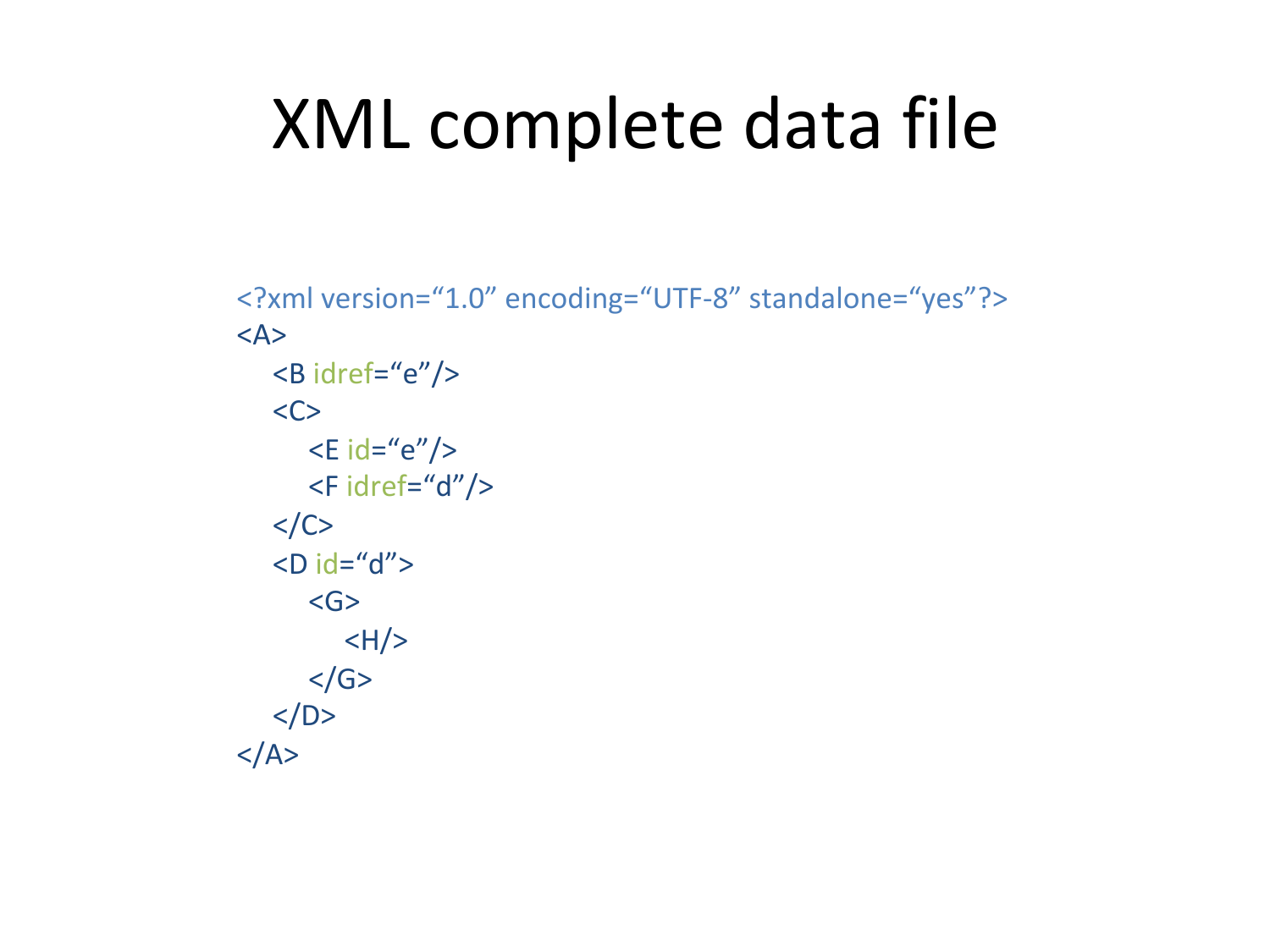# XML complete data file

```
<?xml version=“1.0” encoding=“UTF-8” standalone=“yes”?>
<A>
   <B idref=“e”/>
   <C>
      <E id=“e”/>
      <F idref=“d”/>
   </C>
   <D id=“d”>
      <G>
         <H/>
      </G>
   </D>
</A>
```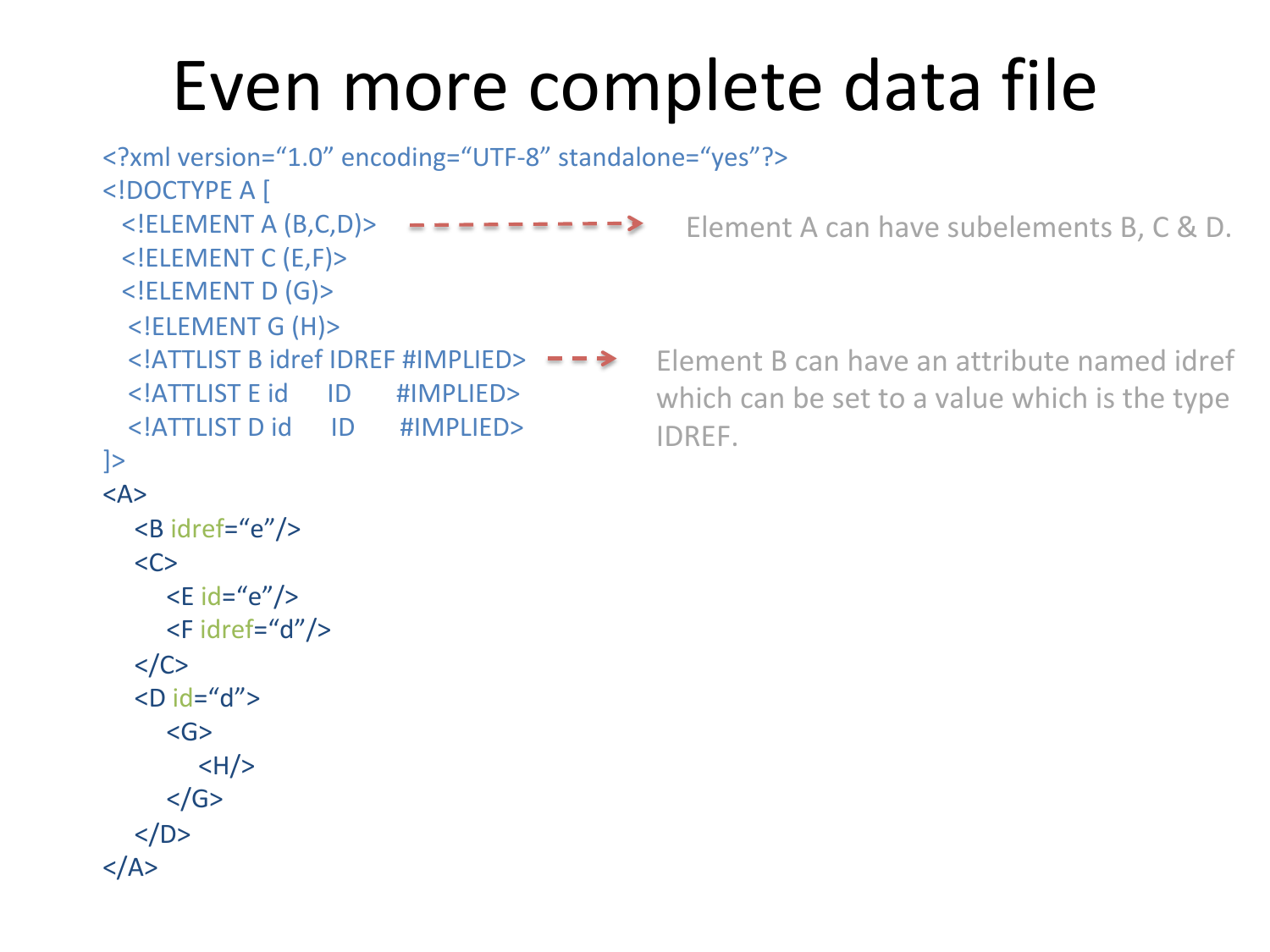# Even more complete data file

```
<?xml version="1.0" encoding="UTF-8" standalone="yes"?>
<!DOCTYPE A [
  <!ELEMENT A (B,C,D)>
  <!ELEMENT C (E,F)>
  <!ELEMENT D (G)>
   <!ELEMENT G (H)>
   <!ATTLIST B idref IDREF #IMPLIED>
   <!ATTLIST E id     ID     #IMPLIED>
   <!ATTLIST D id     ID     #IMPLIED>
]>
<A>
   <B idref="e"/>
   <C>
      <E id="e"/>
      <F idref="d"/>
   </C>
   <D id="d">
      <G>
         <H/>
      </G>
   </D>
</A>
```

Element A can have subelements B, C & D.

Element B can have an attribute named idref which can be set to a value which is the type IDREF.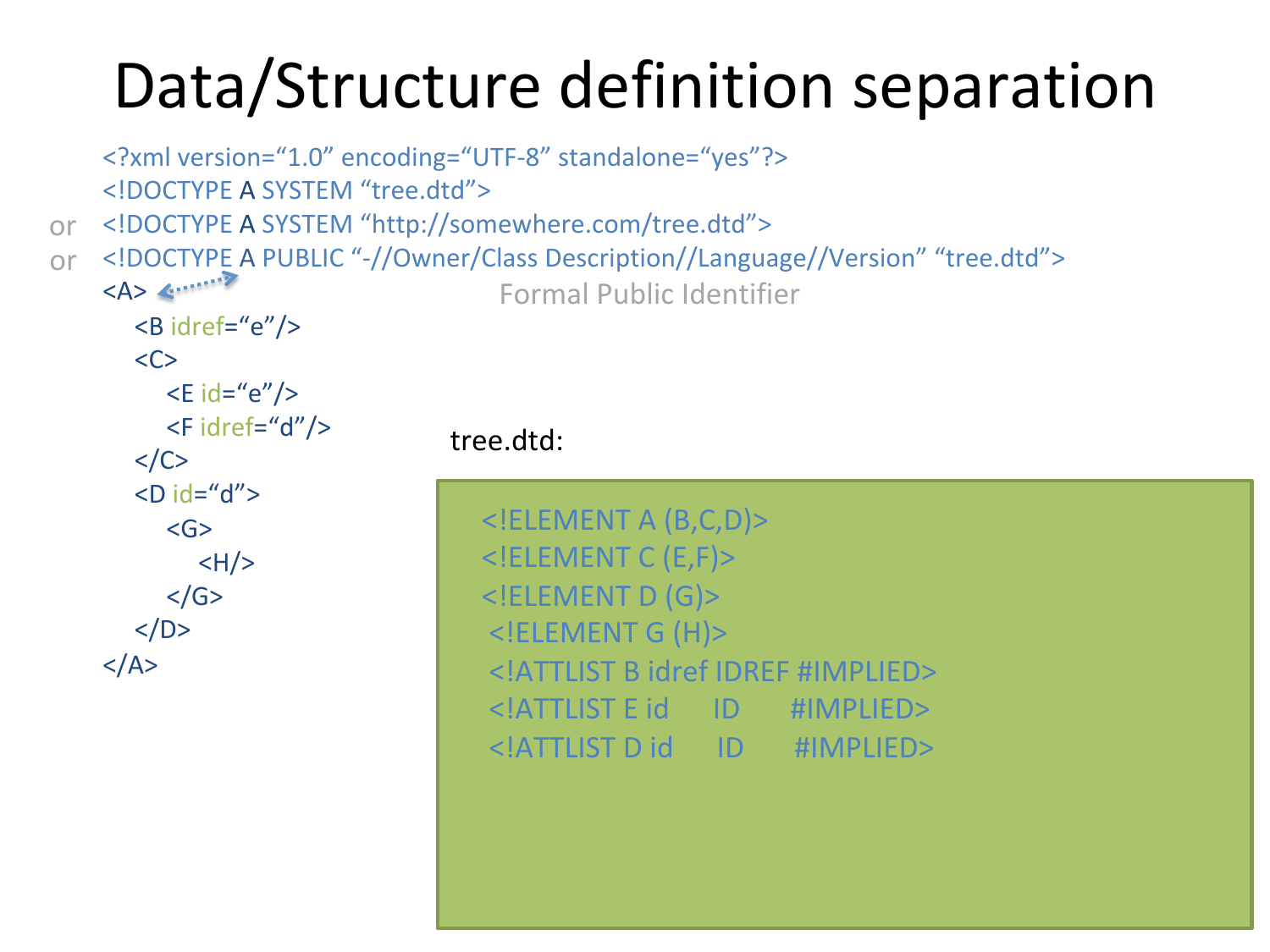# Data/Structure definition separation

```
    <?xml version="1.0" encoding="UTF-8" standalone="yes"?>
    <!DOCTYPE A SYSTEM "tree.dtd">
or  <!DOCTYPE A SYSTEM "http://somewhere.com/tree.dtd">
or  <!DOCTYPE A PUBLIC "-//Owner/Class Description//Language//Version" "tree.dtd">
```

Formal Public Identifier

```
<A>
  <B idref="e"/>
  <C>
    <E id="e"/>
    <F idref="d"/>
  </C>
  <D id="d">
    <G>
      <H/>
    </G>
  </D>
</A>
```

tree.dtd:

```
<!ELEMENT A (B,C,D)>
<!ELEMENT C (E,F)>
<!ELEMENT D (G)>
<!ELEMENT G (H)>
<!ATTLIST B idref IDREF #IMPLIED>
<!ATTLIST E id    ID    #IMPLIED>
<!ATTLIST D id    ID    #IMPLIED>
```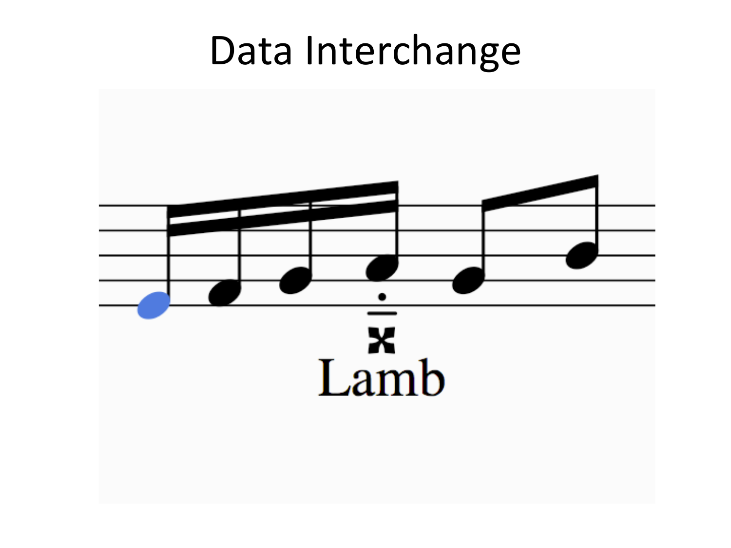# Data Interchange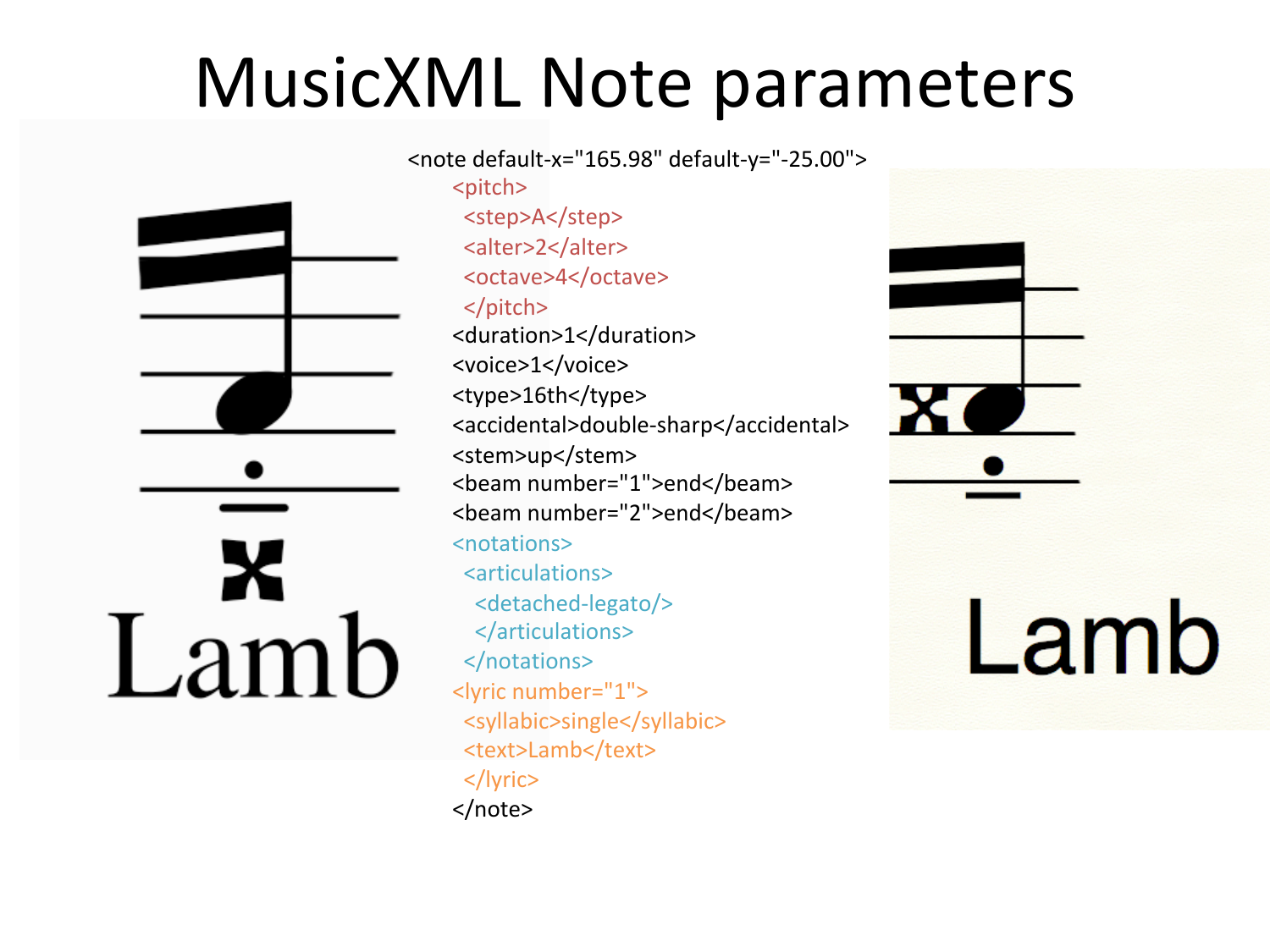# MusicXML Note parameters

```
<note default-x="165.98" default-y="-25.00">
  <pitch>
    <step>A</step>
    <alter>2</alter>
    <octave>4</octave>
    </pitch>
  <duration>1</duration>
  <voice>1</voice>
  <type>16th</type>
  <accidental>double-sharp</accidental>
  <stem>up</stem>
  <beam number="1">end</beam>
  <beam number="2">end</beam>
  <notations>
    <articulations>
      <detached-legato/>
      </articulations>
    </notations>
  <lyric number="1">
    <syllabic>single</syllabic>
    <text>Lamb</text>
    </lyric>
  </note>
```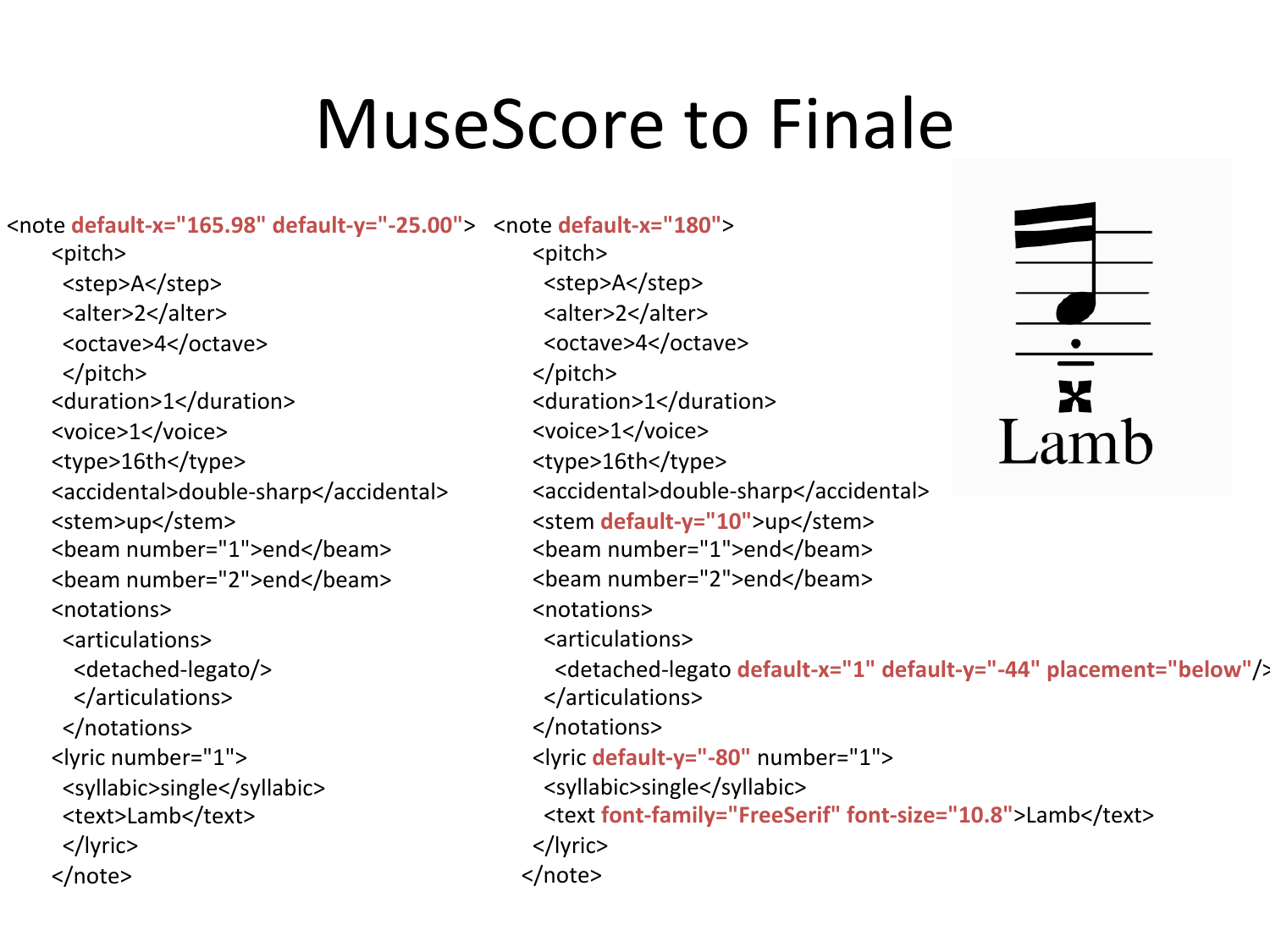# MuseScore to Finale

```
<note default-x="165.98" default-y="-25.00">
      <pitch>
        <step>A</step>
        <alter>2</alter>
        <octave>4</octave>
        </pitch>
      <duration>1</duration>
      <voice>1</voice>
      <type>16th</type>
      <accidental>double-sharp</accidental>
      <stem>up</stem>
      <beam number="1">end</beam>
      <beam number="2">end</beam>
      <notations>
        <articulations>
          <detached-legato/>
          </articulations>
        </notations>
      <lyric number="1">
        <syllabic>single</syllabic>
        <text>Lamb</text>
        </lyric>
      </note>
```

```
<note default-x="180">
      <pitch>
        <step>A</step>
        <alter>2</alter>
        <octave>4</octave>
      </pitch>
      <duration>1</duration>
      <voice>1</voice>
      <type>16th</type>
      <accidental>double-sharp</accidental>
      <stem default-y="10">up</stem>
      <beam number="1">end</beam>
      <beam number="2">end</beam>
      <notations>
        <articulations>
          <detached-legato default-x="1" default-y="-44" placement="below"/>
        </articulations>
      </notations>
      <lyric default-y="-80" number="1">
        <syllabic>single</syllabic>
        <text font-family="FreeSerif" font-size="10.8">Lamb</text>
      </lyric>
    </note>
```